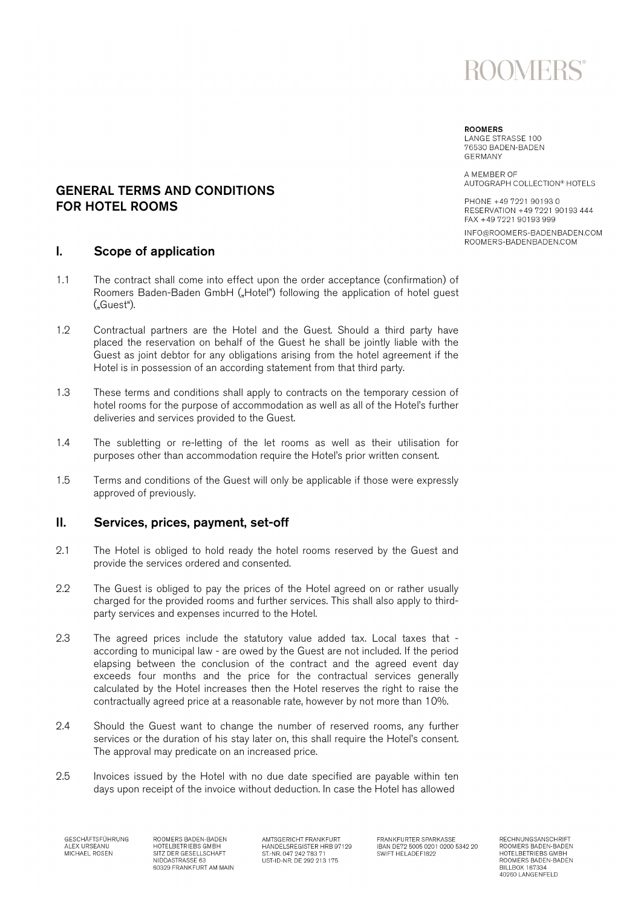# GENERAL TERMS AND CONDITIONS FOR HOTEL ROOMS

**ROOMERS**
LANGE STRASSE 100
76530 BADEN-BADEN
GERMANY

A MEMBER OF
AUTOGRAPH COLLECTION® HOTELS

PHONE +49 7221 90193 0
RESERVATION +49 7221 90193 444
FAX +49 7221 90193 999

INFO@ROOMERS-BADENBADEN.COM
ROOMERS-BADENBADEN.COM

## I. Scope of application

1.1 The contract shall come into effect upon the order acceptance (confirmation) of Roomers Baden-Baden GmbH („Hotel") following the application of hotel guest („Guest").

1.2 Contractual partners are the Hotel and the Guest. Should a third party have placed the reservation on behalf of the Guest he shall be jointly liable with the Guest as joint debtor for any obligations arising from the hotel agreement if the Hotel is in possession of an according statement from that third party.

1.3 These terms and conditions shall apply to contracts on the temporary cession of hotel rooms for the purpose of accommodation as well as all of the Hotel's further deliveries and services provided to the Guest.

1.4 The subletting or re-letting of the let rooms as well as their utilisation for purposes other than accommodation require the Hotel's prior written consent.

1.5 Terms and conditions of the Guest will only be applicable if those were expressly approved of previously.

## II. Services, prices, payment, set-off

2.1 The Hotel is obliged to hold ready the hotel rooms reserved by the Guest and provide the services ordered and consented.

2.2 The Guest is obliged to pay the prices of the Hotel agreed on or rather usually charged for the provided rooms and further services. This shall also apply to third-party services and expenses incurred to the Hotel.

2.3 The agreed prices include the statutory value added tax. Local taxes that - according to municipal law - are owed by the Guest are not included. If the period elapsing between the conclusion of the contract and the agreed event day exceeds four months and the price for the contractual services generally calculated by the Hotel increases then the Hotel reserves the right to raise the contractually agreed price at a reasonable rate, however by not more than 10%.

2.4 Should the Guest want to change the number of reserved rooms, any further services or the duration of his stay later on, this shall require the Hotel's consent. The approval may predicate on an increased price.

2.5 Invoices issued by the Hotel with no due date specified are payable within ten days upon receipt of the invoice without deduction. In case the Hotel has allowed

GESCHÄFTSFÜHRUNG
ALEX URSEANU
MICHAEL ROSEN

ROOMERS BADEN-BADEN
HOTELBETRIEBS GMBH
SITZ DER GESELLSCHAFT
NIDDASTRASSE 63
60329 FRANKFURT AM MAIN

AMTSGERICHT FRANKFURT
HANDELSREGISTER HRB 97129
ST.-NR. 047 242 783 71
UST-ID-NR. DE 292 213 175

FRANKFURTER SPARKASSE
IBAN DE72 5005 0201 0200 5342 20
SWIFT HELADEF1822

RECHNUNGSANSCHRIFT
ROOMERS BADEN-BADEN
HOTELBETRIEBS GMBH
ROOMERS BADEN-BADEN
BILLBOX 167334
40260 LANGENFELD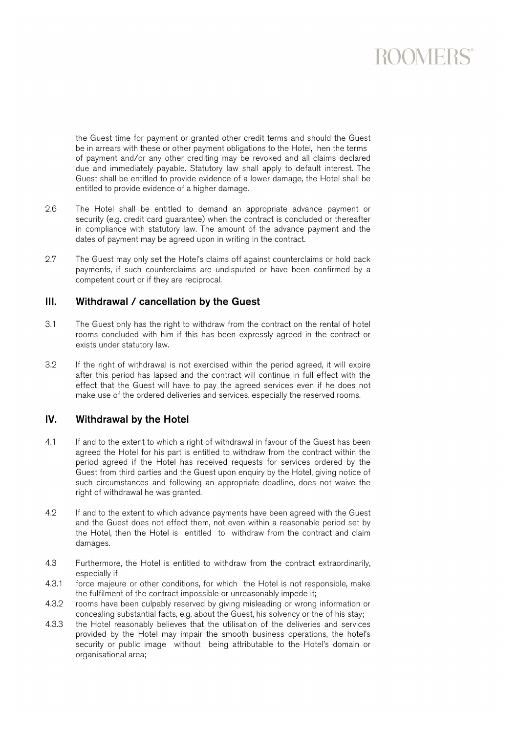the Guest time for payment or granted other credit terms and should the Guest be in arrears with these or other payment obligations to the Hotel, hen the terms of payment and/or any other crediting may be revoked and all claims declared due and immediately payable. Statutory law shall apply to default interest. The Guest shall be entitled to provide evidence of a lower damage, the Hotel shall be entitled to provide evidence of a higher damage.

2.6 The Hotel shall be entitled to demand an appropriate advance payment or security (e.g. credit card guarantee) when the contract is concluded or thereafter in compliance with statutory law. The amount of the advance payment and the dates of payment may be agreed upon in writing in the contract.

2.7 The Guest may only set the Hotel's claims off against counterclaims or hold back payments, if such counterclaims are undisputed or have been confirmed by a competent court or if they are reciprocal.

## III. Withdrawal / cancellation by the Guest

3.1 The Guest only has the right to withdraw from the contract on the rental of hotel rooms concluded with him if this has been expressly agreed in the contract or exists under statutory law.

3.2 If the right of withdrawal is not exercised within the period agreed, it will expire after this period has lapsed and the contract will continue in full effect with the effect that the Guest will have to pay the agreed services even if he does not make use of the ordered deliveries and services, especially the reserved rooms.

## IV. Withdrawal by the Hotel

4.1 If and to the extent to which a right of withdrawal in favour of the Guest has been agreed the Hotel for his part is entitled to withdraw from the contract within the period agreed if the Hotel has received requests for services ordered by the Guest from third parties and the Guest upon enquiry by the Hotel, giving notice of such circumstances and following an appropriate deadline, does not waive the right of withdrawal he was granted.

4.2 If and to the extent to which advance payments have been agreed with the Guest and the Guest does not effect them, not even within a reasonable period set by the Hotel, then the Hotel is entitled to withdraw from the contract and claim damages.

4.3 Furthermore, the Hotel is entitled to withdraw from the contract extraordinarily, especially if

4.3.1 force majeure or other conditions, for which the Hotel is not responsible, make the fulfilment of the contract impossible or unreasonably impede it;

4.3.2 rooms have been culpably reserved by giving misleading or wrong information or concealing substantial facts, e.g. about the Guest, his solvency or the of his stay;

4.3.3 the Hotel reasonably believes that the utilisation of the deliveries and services provided by the Hotel may impair the smooth business operations, the hotel's security or public image without being attributable to the Hotel's domain or organisational area;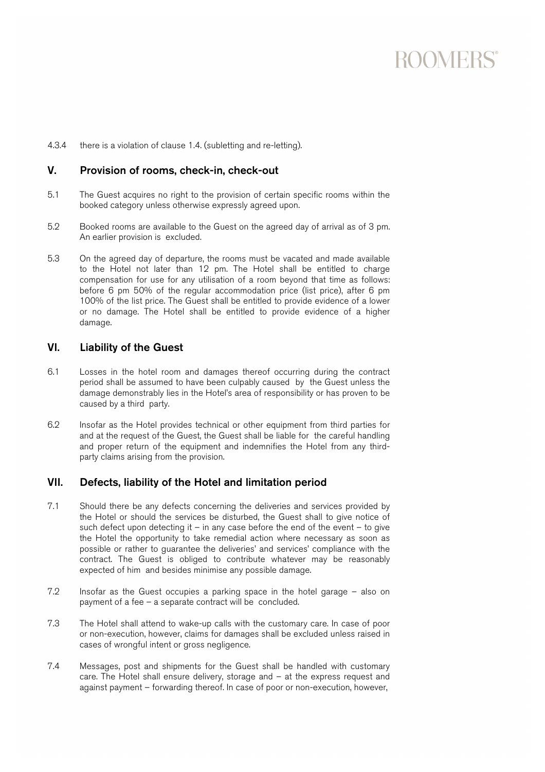4.3.4 there is a violation of clause 1.4. (subletting and re-letting).

## V. Provision of rooms, check-in, check-out

5.1 The Guest acquires no right to the provision of certain specific rooms within the booked category unless otherwise expressly agreed upon.

5.2 Booked rooms are available to the Guest on the agreed day of arrival as of 3 pm. An earlier provision is excluded.

5.3 On the agreed day of departure, the rooms must be vacated and made available to the Hotel not later than 12 pm. The Hotel shall be entitled to charge compensation for use for any utilisation of a room beyond that time as follows: before 6 pm 50% of the regular accommodation price (list price), after 6 pm 100% of the list price. The Guest shall be entitled to provide evidence of a lower or no damage. The Hotel shall be entitled to provide evidence of a higher damage.

## VI. Liability of the Guest

6.1 Losses in the hotel room and damages thereof occurring during the contract period shall be assumed to have been culpably caused by the Guest unless the damage demonstrably lies in the Hotel's area of responsibility or has proven to be caused by a third party.

6.2 Insofar as the Hotel provides technical or other equipment from third parties for and at the request of the Guest, the Guest shall be liable for the careful handling and proper return of the equipment and indemnifies the Hotel from any third-party claims arising from the provision.

## VII. Defects, liability of the Hotel and limitation period

7.1 Should there be any defects concerning the deliveries and services provided by the Hotel or should the services be disturbed, the Guest shall to give notice of such defect upon detecting it – in any case before the end of the event – to give the Hotel the opportunity to take remedial action where necessary as soon as possible or rather to guarantee the deliveries' and services' compliance with the contract. The Guest is obliged to contribute whatever may be reasonably expected of him and besides minimise any possible damage.

7.2 Insofar as the Guest occupies a parking space in the hotel garage – also on payment of a fee – a separate contract will be concluded.

7.3 The Hotel shall attend to wake-up calls with the customary care. In case of poor or non-execution, however, claims for damages shall be excluded unless raised in cases of wrongful intent or gross negligence.

7.4 Messages, post and shipments for the Guest shall be handled with customary care. The Hotel shall ensure delivery, storage and – at the express request and against payment – forwarding thereof. In case of poor or non-execution, however,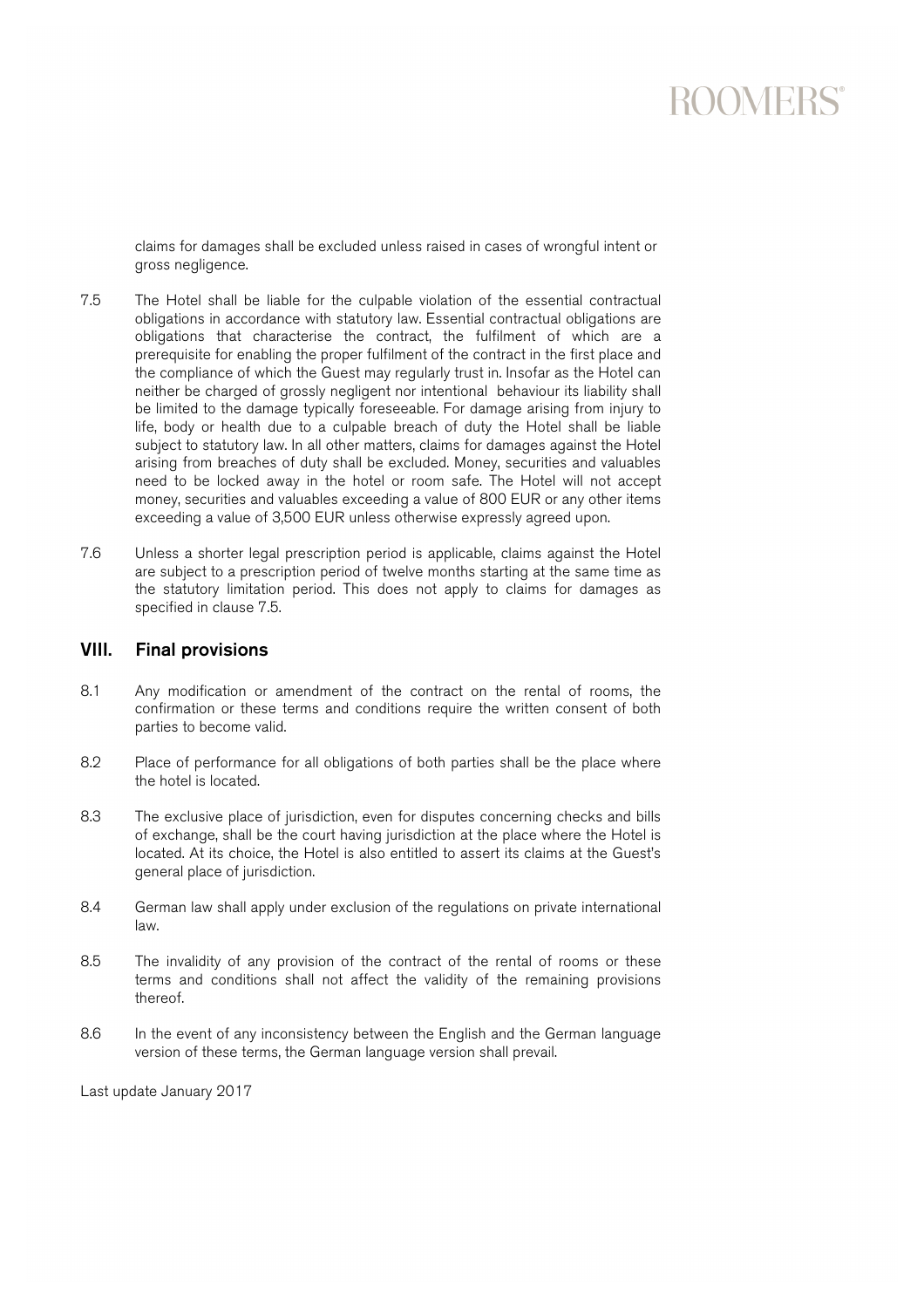claims for damages shall be excluded unless raised in cases of wrongful intent or gross negligence.

7.5 The Hotel shall be liable for the culpable violation of the essential contractual obligations in accordance with statutory law. Essential contractual obligations are obligations that characterise the contract, the fulfilment of which are a prerequisite for enabling the proper fulfilment of the contract in the first place and the compliance of which the Guest may regularly trust in. Insofar as the Hotel can neither be charged of grossly negligent nor intentional behaviour its liability shall be limited to the damage typically foreseeable. For damage arising from injury to life, body or health due to a culpable breach of duty the Hotel shall be liable subject to statutory law. In all other matters, claims for damages against the Hotel arising from breaches of duty shall be excluded. Money, securities and valuables need to be locked away in the hotel or room safe. The Hotel will not accept money, securities and valuables exceeding a value of 800 EUR or any other items exceeding a value of 3,500 EUR unless otherwise expressly agreed upon.

7.6 Unless a shorter legal prescription period is applicable, claims against the Hotel are subject to a prescription period of twelve months starting at the same time as the statutory limitation period. This does not apply to claims for damages as specified in clause 7.5.

## VIII. Final provisions

8.1 Any modification or amendment of the contract on the rental of rooms, the confirmation or these terms and conditions require the written consent of both parties to become valid.

8.2 Place of performance for all obligations of both parties shall be the place where the hotel is located.

8.3 The exclusive place of jurisdiction, even for disputes concerning checks and bills of exchange, shall be the court having jurisdiction at the place where the Hotel is located. At its choice, the Hotel is also entitled to assert its claims at the Guest's general place of jurisdiction.

8.4 German law shall apply under exclusion of the regulations on private international law.

8.5 The invalidity of any provision of the contract of the rental of rooms or these terms and conditions shall not affect the validity of the remaining provisions thereof.

8.6 In the event of any inconsistency between the English and the German language version of these terms, the German language version shall prevail.

Last update January 2017